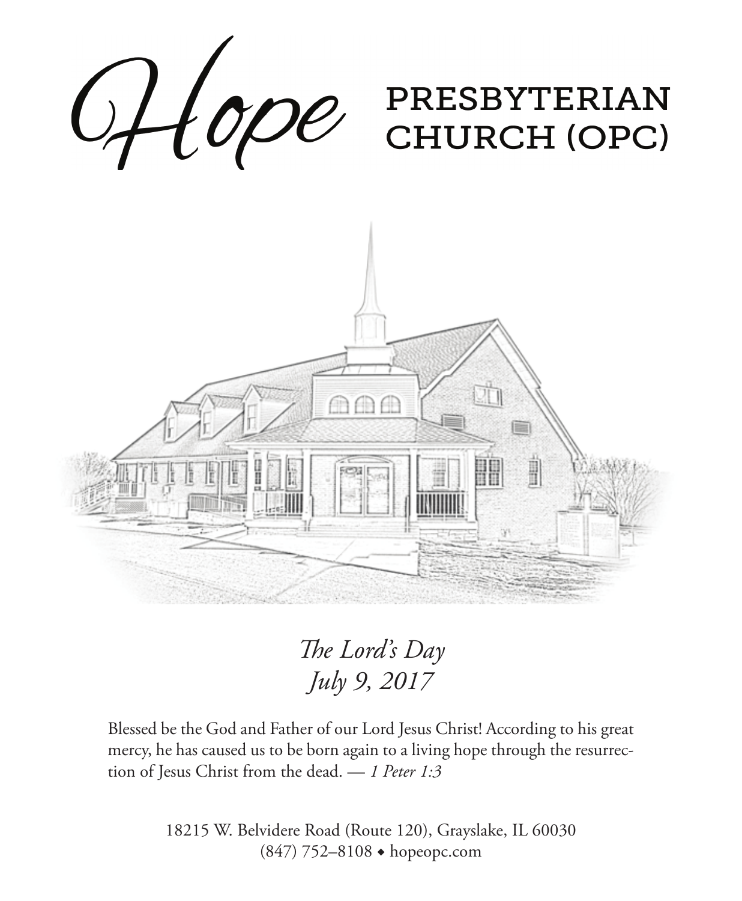# Hope PRESBYTERIAN CHURCH (OPC)

*The Lord's Day*
*July 9, 2017*

Blessed be the God and Father of our Lord Jesus Christ! According to his great mercy, he has caused us to be born again to a living hope through the resurrection of Jesus Christ from the dead. — *1 Peter 1:3*

18215 W. Belvidere Road (Route 120), Grayslake, IL 60030
(847) 752–8108 ◆ hopeopc.com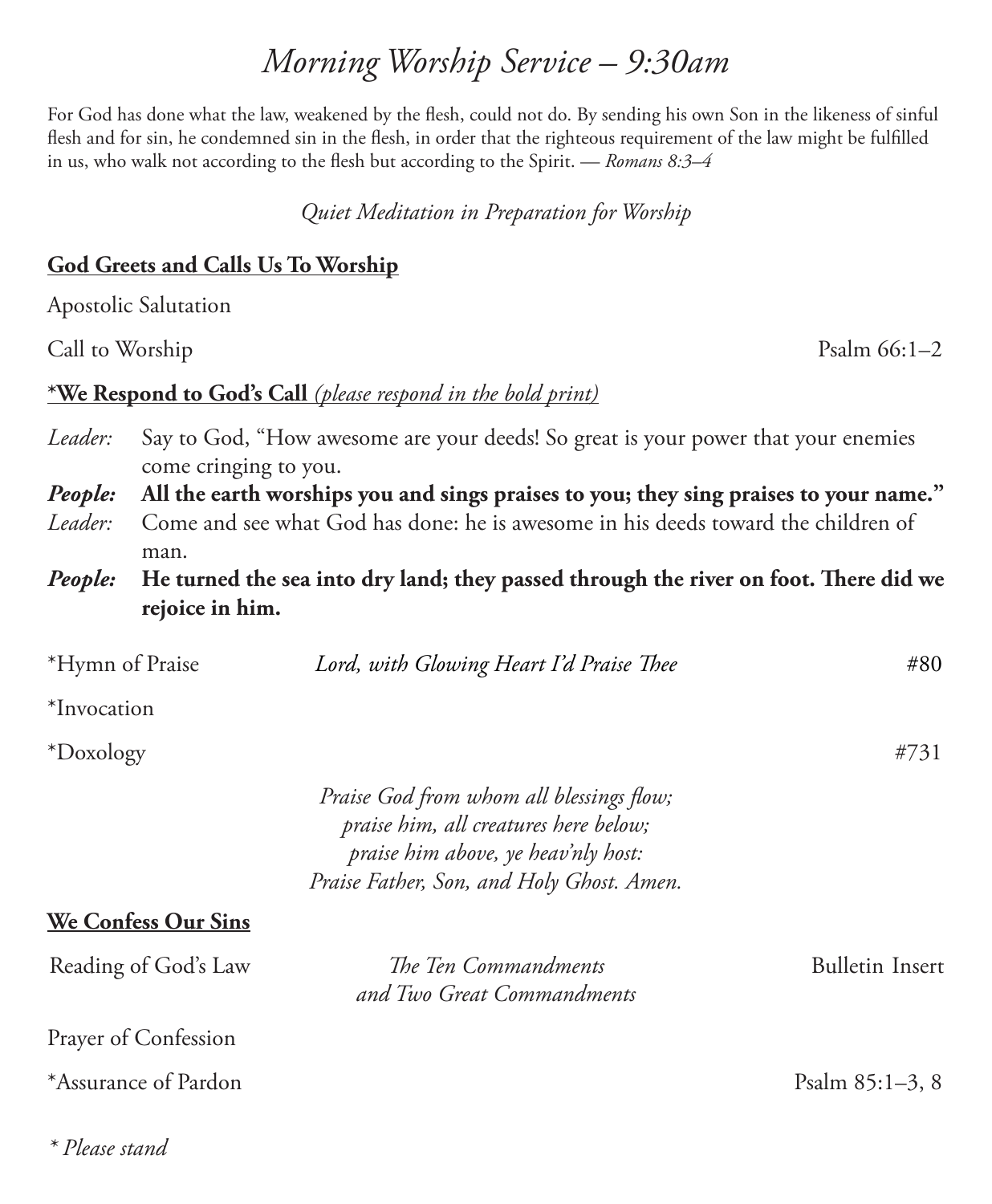# *Morning Worship Service – 9:30am*

For God has done what the law, weakened by the flesh, could not do. By sending his own Son in the likeness of sinful flesh and for sin, he condemned sin in the flesh, in order that the righteous requirement of the law might be fulfilled in us, who walk not according to the flesh but according to the Spirit. — *Romans 8:3–4*

*Quiet Meditation in Preparation for Worship*

**God Greets and Calls Us To Worship**

Apostolic Salutation

Call to Worship — Psalm 66:1–2

***We Respond to God's Call** *(please respond in the bold print)*

*Leader:* Say to God, "How awesome are your deeds! So great is your power that your enemies come cringing to you.

***People:*** **All the earth worships you and sings praises to you; they sing praises to your name."**

*Leader:* Come and see what God has done: he is awesome in his deeds toward the children of man.

***People:*** **He turned the sea into dry land; they passed through the river on foot. There did we rejoice in him.**

*Hymn of Praise — *Lord, with Glowing Heart I'd Praise Thee* — #80

*Invocation

*Doxology — #731

*Praise God from whom all blessings flow;*
*praise him, all creatures here below;*
*praise him above, ye heav'nly host:*
*Praise Father, Son, and Holy Ghost. Amen.*

**We Confess Our Sins**

Reading of God's Law — *The Ten Commandments and Two Great Commandments* — Bulletin Insert

Prayer of Confession

*Assurance of Pardon — Psalm 85:1–3, 8

*\* Please stand*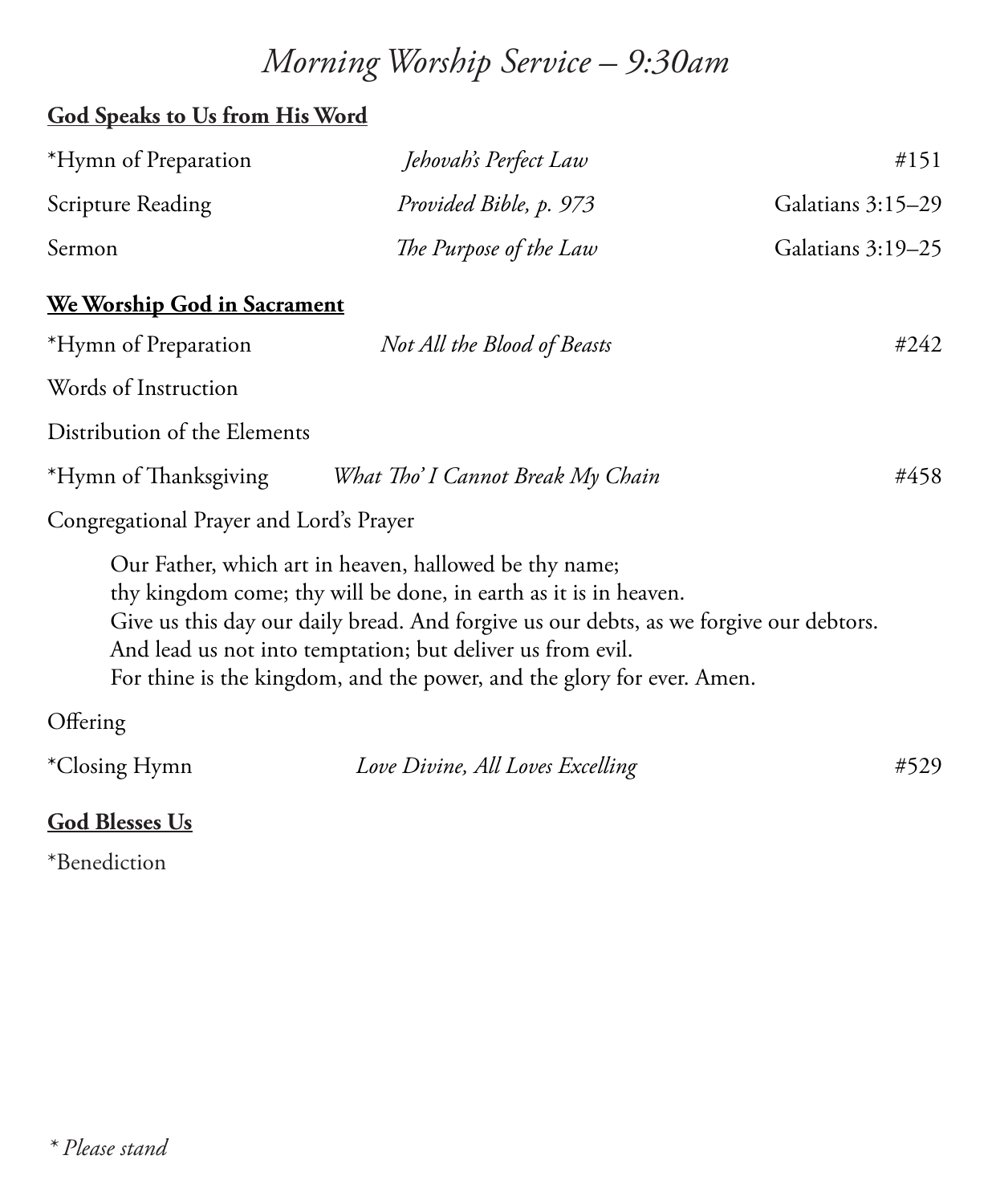# *Morning Worship Service – 9:30am*

**God Speaks to Us from His Word**

| | | |
|---|---|---|
| *Hymn of Preparation | *Jehovah's Perfect Law* | #151 |
| Scripture Reading | *Provided Bible, p. 973* | Galatians 3:15–29 |
| Sermon | *The Purpose of the Law* | Galatians 3:19–25 |

**We Worship God in Sacrament**

| | | |
|---|---|---|
| *Hymn of Preparation | *Not All the Blood of Beasts* | #242 |

Words of Instruction

Distribution of the Elements

| | | |
|---|---|---|
| *Hymn of Thanksgiving | *What Tho' I Cannot Break My Chain* | #458 |

Congregational Prayer and Lord's Prayer

> Our Father, which art in heaven, hallowed be thy name;
> thy kingdom come; thy will be done, in earth as it is in heaven.
> Give us this day our daily bread. And forgive us our debts, as we forgive our debtors.
> And lead us not into temptation; but deliver us from evil.
> For thine is the kingdom, and the power, and the glory for ever. Amen.

Offering

| | | |
|---|---|---|
| *Closing Hymn | *Love Divine, All Loves Excelling* | #529 |

**God Blesses Us**

*Benediction

*\* Please stand*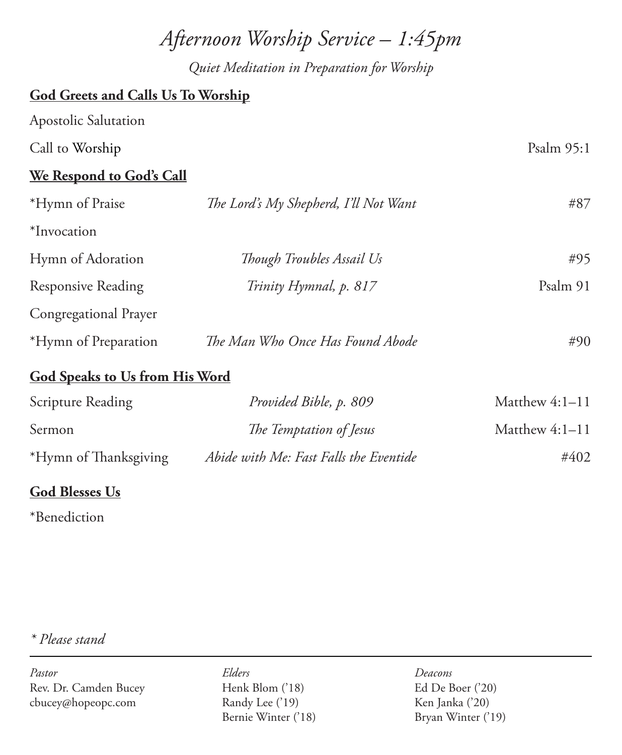# *Afternoon Worship Service – 1:45pm*

*Quiet Meditation in Preparation for Worship*

**God Greets and Calls Us To Worship**

| | | |
|---|---|---|
| Apostolic Salutation | | |
| Call to Worship | | Psalm 95:1 |

**We Respond to God's Call**

| | | |
|---|---|---|
| *Hymn of Praise | *The Lord's My Shepherd, I'll Not Want* | #87 |
| *Invocation | | |
| Hymn of Adoration | *Though Troubles Assail Us* | #95 |
| Responsive Reading | *Trinity Hymnal, p. 817* | Psalm 91 |
| Congregational Prayer | | |
| *Hymn of Preparation | *The Man Who Once Has Found Abode* | #90 |

**God Speaks to Us from His Word**

| | | |
|---|---|---|
| Scripture Reading | *Provided Bible, p. 809* | Matthew 4:1–11 |
| Sermon | *The Temptation of Jesus* | Matthew 4:1–11 |
| *Hymn of Thanksgiving | *Abide with Me: Fast Falls the Eventide* | #402 |

**God Blesses Us**

*Benediction

*\* Please stand*

---

*Pastor*
Rev. Dr. Camden Bucey
cbucey@hopeopc.com

*Elders*
Henk Blom ('18)
Randy Lee ('19)
Bernie Winter ('18)

*Deacons*
Ed De Boer ('20)
Ken Janka ('20)
Bryan Winter ('19)